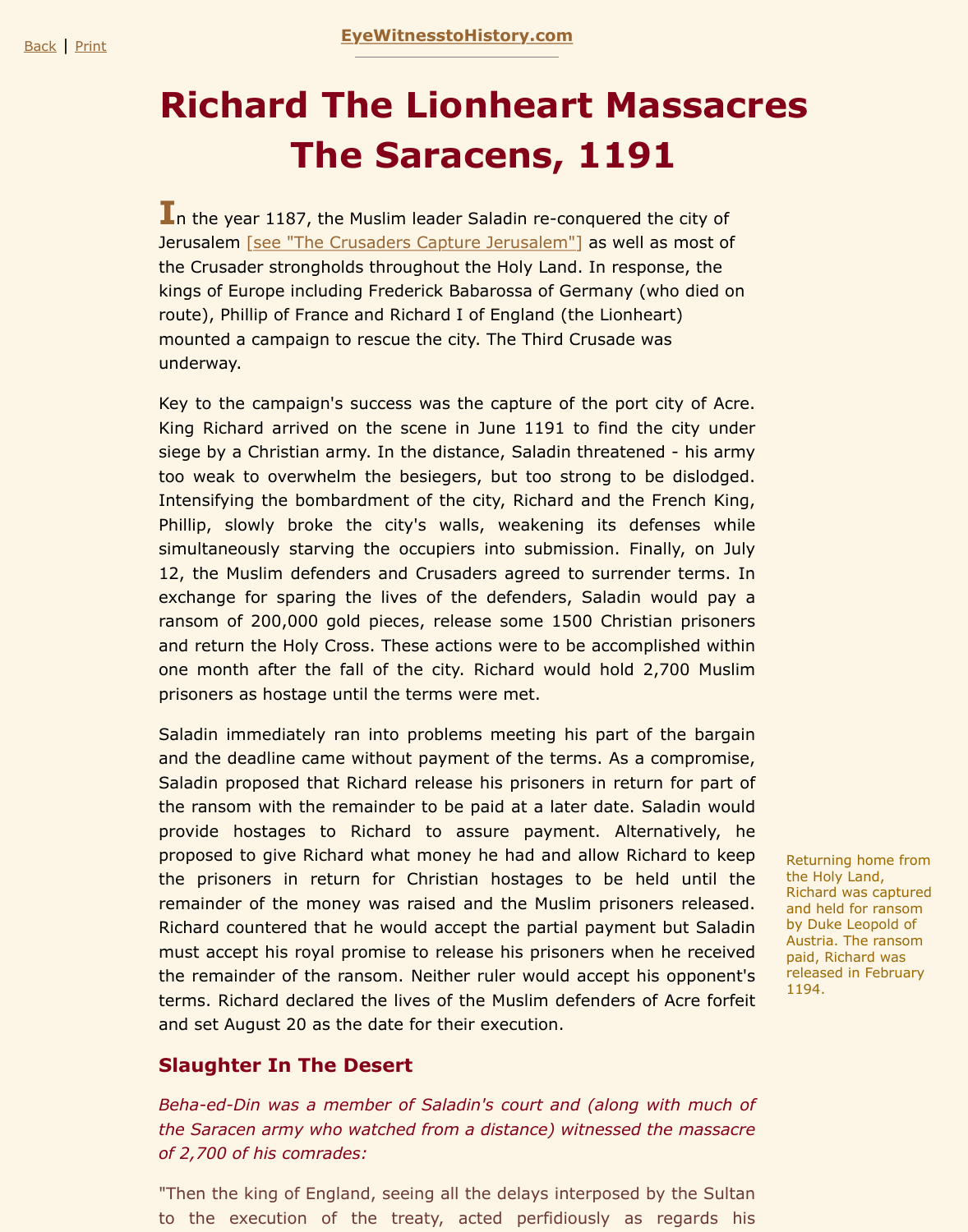# Richard The Lionheart Massacres The Saracens, 1191

In the year 1187, the Muslim leader Saladin re-conquered the city of Jerusalem [see "The Crusaders Capture Jerusalem"] as well as most of the Crusader strongholds throughout the Holy Land. In response, the kings of Europe including Frederick Babarossa of Germany (who died on route), Phillip of France and Richard I of England (the Lionheart) mounted a campaign to rescue the city. The Third Crusade was underway.

Key to the campaign's success was the capture of the port city of Acre. King Richard arrived on the scene in June 1191 to find the city under siege by a Christian army. In the distance, Saladin threatened - his army too weak to overwhelm the besiegers, but too strong to be dislodged. Intensifying the bombardment of the city, Richard and the French King, Phillip, slowly broke the city's walls, weakening its defenses while simultaneously starving the occupiers into submission. Finally, on July 12, the Muslim defenders and Crusaders agreed to surrender terms. In exchange for sparing the lives of the defenders, Saladin would pay a ransom of 200,000 gold pieces, release some 1500 Christian prisoners and return the Holy Cross. These actions were to be accomplished within one month after the fall of the city. Richard would hold 2,700 Muslim prisoners as hostage until the terms were met.

Saladin immediately ran into problems meeting his part of the bargain and the deadline came without payment of the terms. As a compromise, Saladin proposed that Richard release his prisoners in return for part of the ransom with the remainder to be paid at a later date. Saladin would provide hostages to Richard to assure payment. Alternatively, he proposed to give Richard what money he had and allow Richard to keep the prisoners in return for Christian hostages to be held until the remainder of the money was raised and the Muslim prisoners released. Richard countered that he would accept the partial payment but Saladin must accept his royal promise to release his prisoners when he received the remainder of the ransom. Neither ruler would accept his opponent's terms. Richard declared the lives of the Muslim defenders of Acre forfeit and set August 20 as the date for their execution.

Returning home from the Holy Land, Richard was captured and held for ransom by Duke Leopold of Austria. The ransom paid, Richard was released in February 1194.

## Slaughter In The Desert

*Beha-ed-Din was a member of Saladin's court and (along with much of the Saracen army who watched from a distance) witnessed the massacre of 2,700 of his comrades:*

"Then the king of England, seeing all the delays interposed by the Sultan to the execution of the treaty, acted perfidiously as regards his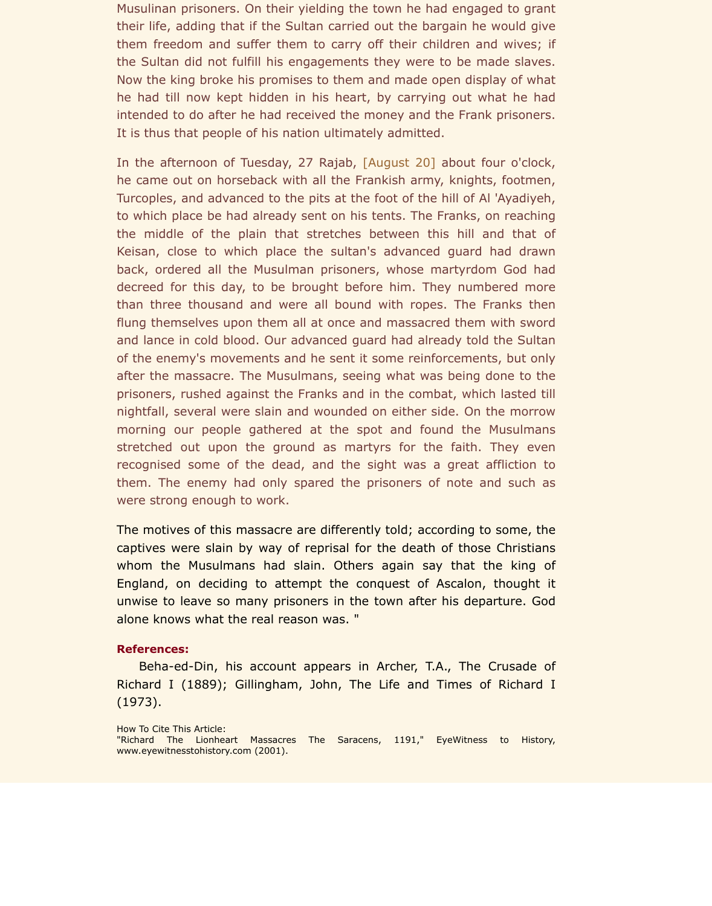Musulinan prisoners. On their yielding the town he had engaged to grant their life, adding that if the Sultan carried out the bargain he would give them freedom and suffer them to carry off their children and wives; if the Sultan did not fulfill his engagements they were to be made slaves. Now the king broke his promises to them and made open display of what he had till now kept hidden in his heart, by carrying out what he had intended to do after he had received the money and the Frank prisoners. It is thus that people of his nation ultimately admitted.

In the afternoon of Tuesday, 27 Rajab, [August 20] about four o'clock, he came out on horseback with all the Frankish army, knights, footmen, Turcoples, and advanced to the pits at the foot of the hill of Al 'Ayadiyeh, to which place be had already sent on his tents. The Franks, on reaching the middle of the plain that stretches between this hill and that of Keisan, close to which place the sultan's advanced guard had drawn back, ordered all the Musulman prisoners, whose martyrdom God had decreed for this day, to be brought before him. They numbered more than three thousand and were all bound with ropes. The Franks then flung themselves upon them all at once and massacred them with sword and lance in cold blood. Our advanced guard had already told the Sultan of the enemy's movements and he sent it some reinforcements, but only after the massacre. The Musulmans, seeing what was being done to the prisoners, rushed against the Franks and in the combat, which lasted till nightfall, several were slain and wounded on either side. On the morrow morning our people gathered at the spot and found the Musulmans stretched out upon the ground as martyrs for the faith. They even recognised some of the dead, and the sight was a great affliction to them. The enemy had only spared the prisoners of note and such as were strong enough to work.

The motives of this massacre are differently told; according to some, the captives were slain by way of reprisal for the death of those Christians whom the Musulmans had slain. Others again say that the king of England, on deciding to attempt the conquest of Ascalon, thought it unwise to leave so many prisoners in the town after his departure. God alone knows what the real reason was. "

**References:**

Beha-ed-Din, his account appears in Archer, T.A., The Crusade of Richard I (1889); Gillingham, John, The Life and Times of Richard I (1973).

How To Cite This Article:
"Richard The Lionheart Massacres The Saracens, 1191," EyeWitness to History, www.eyewitnesstohistory.com (2001).